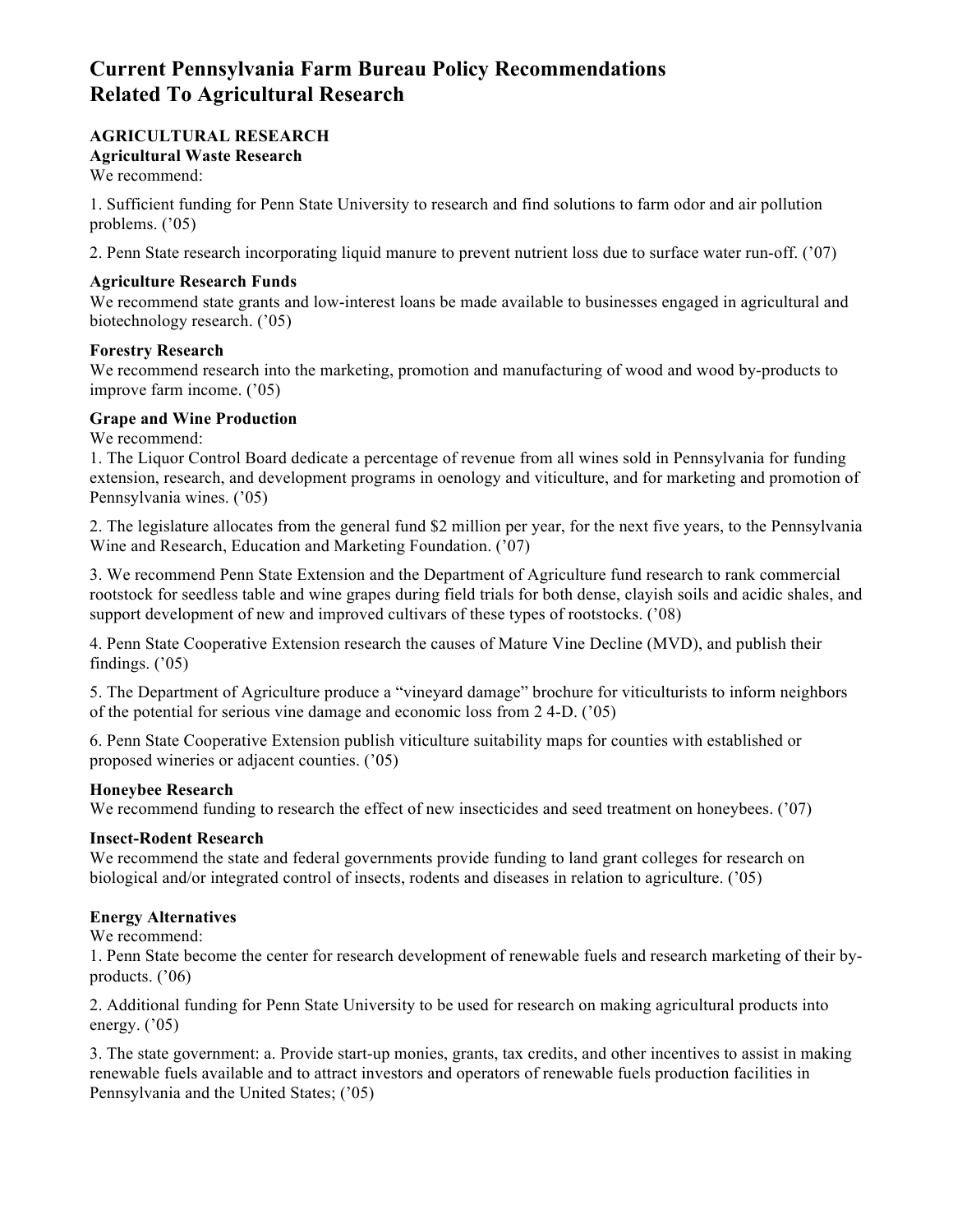# Current Pennsylvania Farm Bureau Policy Recommendations Related To Agricultural Research

## AGRICULTURAL RESEARCH

### Agricultural Waste Research

We recommend:

1. Sufficient funding for Penn State University to research and find solutions to farm odor and air pollution problems. ('05)

2. Penn State research incorporating liquid manure to prevent nutrient loss due to surface water run-off. ('07)

### Agriculture Research Funds

We recommend state grants and low-interest loans be made available to businesses engaged in agricultural and biotechnology research. ('05)

### Forestry Research

We recommend research into the marketing, promotion and manufacturing of wood and wood by-products to improve farm income. ('05)

### Grape and Wine Production

We recommend:

1. The Liquor Control Board dedicate a percentage of revenue from all wines sold in Pennsylvania for funding extension, research, and development programs in oenology and viticulture, and for marketing and promotion of Pennsylvania wines. ('05)

2. The legislature allocates from the general fund $2 million per year, for the next five years, to the Pennsylvania Wine and Research, Education and Marketing Foundation. ('07)

3. We recommend Penn State Extension and the Department of Agriculture fund research to rank commercial rootstock for seedless table and wine grapes during field trials for both dense, clayish soils and acidic shales, and support development of new and improved cultivars of these types of rootstocks. ('08)

4. Penn State Cooperative Extension research the causes of Mature Vine Decline (MVD), and publish their findings. ('05)

5. The Department of Agriculture produce a "vineyard damage" brochure for viticulturists to inform neighbors of the potential for serious vine damage and economic loss from 2 4-D. ('05)

6. Penn State Cooperative Extension publish viticulture suitability maps for counties with established or proposed wineries or adjacent counties. ('05)

### Honeybee Research

We recommend funding to research the effect of new insecticides and seed treatment on honeybees. ('07)

### Insect-Rodent Research

We recommend the state and federal governments provide funding to land grant colleges for research on biological and/or integrated control of insects, rodents and diseases in relation to agriculture. ('05)

### Energy Alternatives

We recommend:

1. Penn State become the center for research development of renewable fuels and research marketing of their by-products. ('06)

2. Additional funding for Penn State University to be used for research on making agricultural products into energy. ('05)

3. The state government: a. Provide start-up monies, grants, tax credits, and other incentives to assist in making renewable fuels available and to attract investors and operators of renewable fuels production facilities in Pennsylvania and the United States; ('05)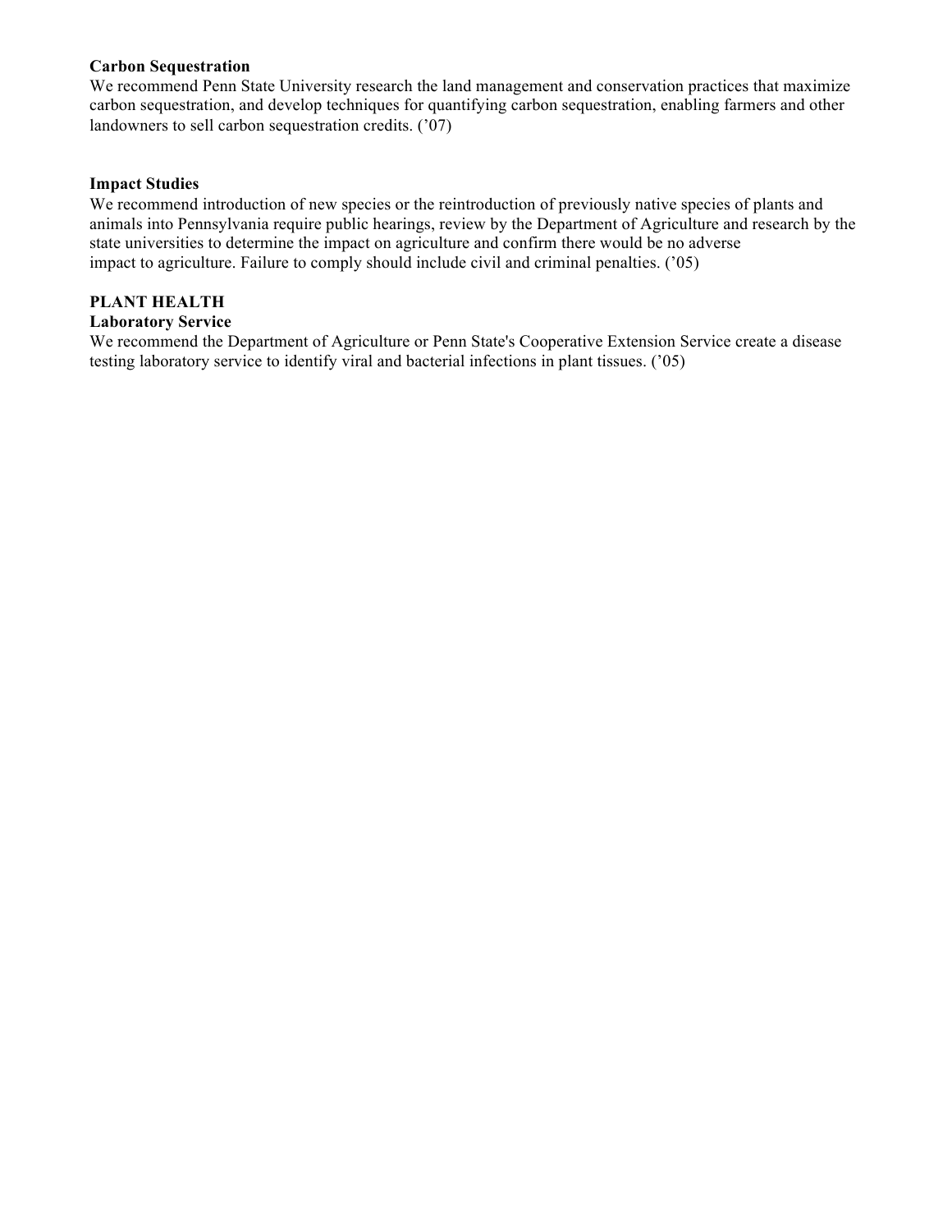**Carbon Sequestration**

We recommend Penn State University research the land management and conservation practices that maximize carbon sequestration, and develop techniques for quantifying carbon sequestration, enabling farmers and other landowners to sell carbon sequestration credits. (’07)

**Impact Studies**

We recommend introduction of new species or the reintroduction of previously native species of plants and animals into Pennsylvania require public hearings, review by the Department of Agriculture and research by the state universities to determine the impact on agriculture and confirm there would be no adverse impact to agriculture. Failure to comply should include civil and criminal penalties. (’05)

## PLANT HEALTH

**Laboratory Service**

We recommend the Department of Agriculture or Penn State's Cooperative Extension Service create a disease testing laboratory service to identify viral and bacterial infections in plant tissues. (’05)